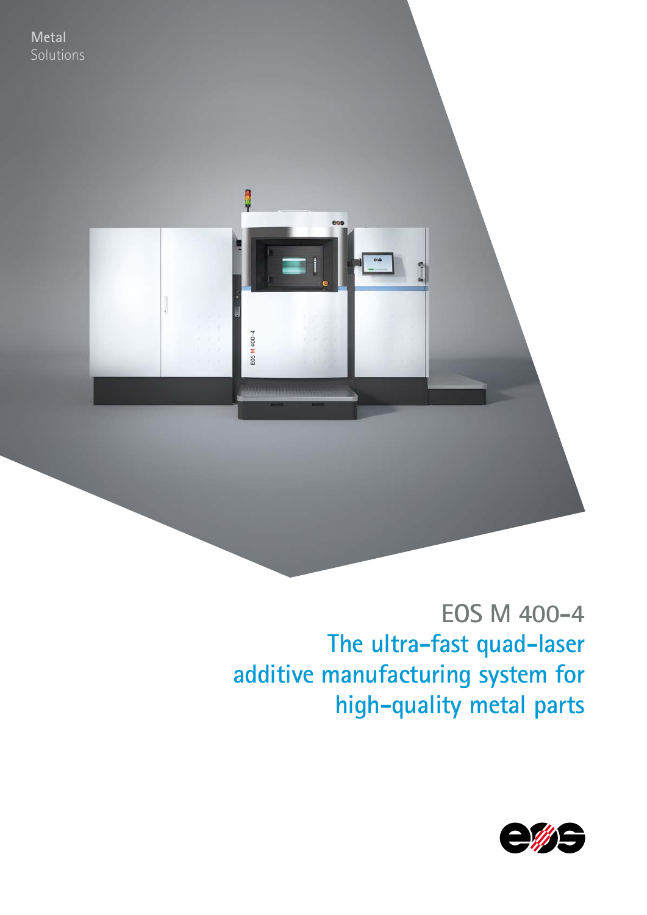Metal
Solutions

# EOS M 400-4

## The ultra-fast quad-laser additive manufacturing system for high-quality metal parts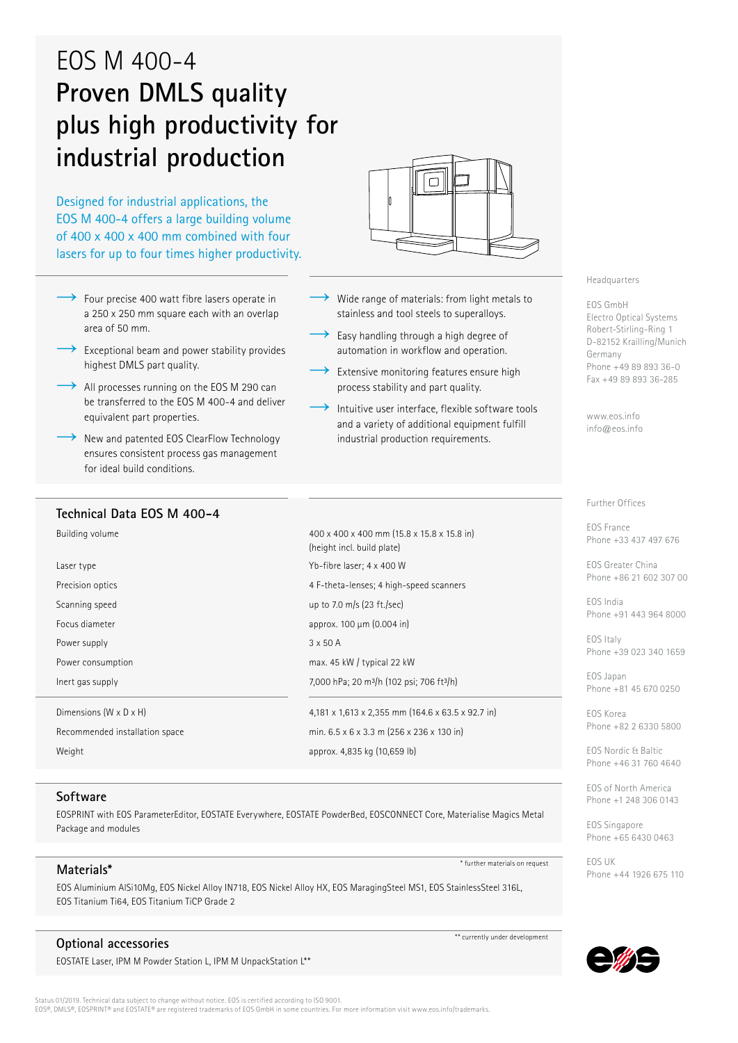# EOS M 400-4

## Proven DMLS quality plus high productivity for industrial production

Designed for industrial applications, the EOS M 400-4 offers a large building volume of 400 x 400 x 400 mm combined with four lasers for up to four times higher productivity.

- → Four precise 400 watt fibre lasers operate in a 250 x 250 mm square each with an overlap area of 50 mm.
- → Exceptional beam and power stability provides highest DMLS part quality.
- → All processes running on the EOS M 290 can be transferred to the EOS M 400-4 and deliver equivalent part properties.
- → New and patented EOS ClearFlow Technology ensures consistent process gas management for ideal build conditions.
- → Wide range of materials: from light metals to stainless and tool steels to superalloys.
- → Easy handling through a high degree of automation in workflow and operation.
- → Extensive monitoring features ensure high process stability and part quality.
- → Intuitive user interface, flexible software tools and a variety of additional equipment fulfill industrial production requirements.

### Technical Data EOS M 400-4

| | |
|---|---|
| Building volume | 400 x 400 x 400 mm (15.8 x 15.8 x 15.8 in) (height incl. build plate) |
| Laser type | Yb-fibre laser; 4 x 400 W |
| Precision optics | 4 F-theta-lenses; 4 high-speed scanners |
| Scanning speed | up to 7.0 m/s (23 ft./sec) |
| Focus diameter | approx. 100 µm (0.004 in) |
| Power supply | 3 x 50 A |
| Power consumption | max. 45 kW / typical 22 kW |
| Inert gas supply | 7,000 hPa; 20 m³/h (102 psi; 706 ft³/h) |
| Dimensions (W x D x H) | 4,181 x 1,613 x 2,355 mm (164.6 x 63.5 x 92.7 in) |
| Recommended installation space | min. 6.5 x 6 x 3.3 m (256 x 236 x 130 in) |
| Weight | approx. 4,835 kg (10,659 lb) |

### Software

EOSPRINT with EOS ParameterEditor, EOSTATE Everywhere, EOSTATE PowderBed, EOSCONNECT Core, Materialise Magics Metal Package and modules

### Materials*

EOS Aluminium AlSi10Mg, EOS Nickel Alloy IN718, EOS Nickel Alloy HX, EOS MaragingSteel MS1, EOS StainlessSteel 316L, EOS Titanium Ti64, EOS Titanium TiCP Grade 2

\* further materials on request

### Optional accessories

EOSTATE Laser, IPM M Powder Station L, IPM M UnpackStation L**

** currently under development

Headquarters

EOS GmbH
Electro Optical Systems
Robert-Stirling-Ring 1
D-82152 Krailling/Munich
Germany
Phone +49 89 893 36-0
Fax +49 89 893 36-285

www.eos.info
info@eos.info

Further Offices

EOS France
Phone +33 437 497 676

EOS Greater China
Phone +86 21 602 307 00

EOS India
Phone +91 443 964 8000

EOS Italy
Phone +39 023 340 1659

EOS Japan
Phone +81 45 670 0250

EOS Korea
Phone +82 2 6330 5800

EOS Nordic & Baltic
Phone +46 31 760 4640

EOS of North America
Phone +1 248 306 0143

EOS Singapore
Phone +65 6430 0463

EOS UK
Phone +44 1926 675 110

Status 01/2019. Technical data subject to change without notice. EOS is certified according to ISO 9001.
EOS®, DMLS®, EOSPRINT® and EOSTATE® are registered trademarks of EOS GmbH in some countries. For more information visit www.eos.info/trademarks.